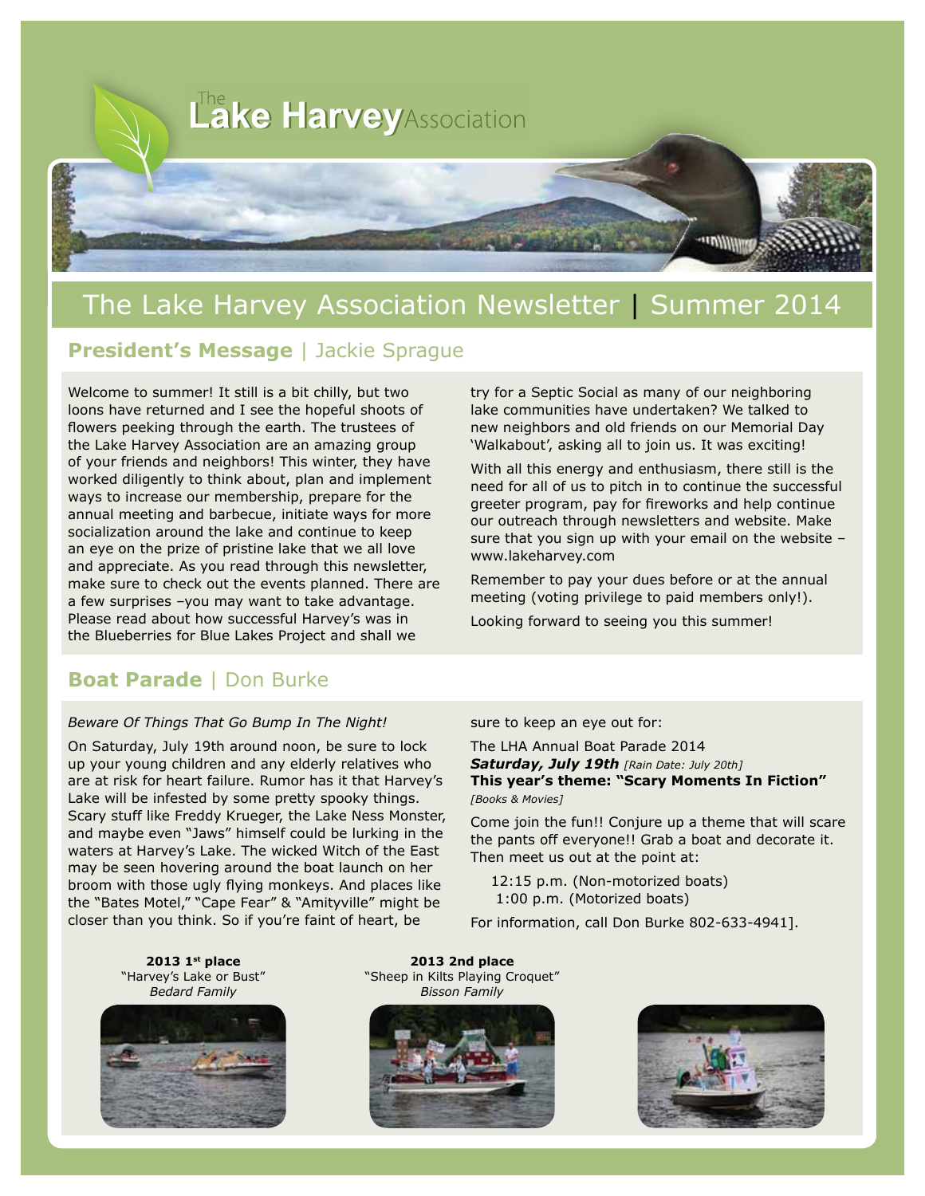The Lake Harvey Association

# The Lake Harvey Association Newsletter | Summer 2014

## President's Message | Jackie Sprague

Welcome to summer! It still is a bit chilly, but two loons have returned and I see the hopeful shoots of flowers peeking through the earth. The trustees of the Lake Harvey Association are an amazing group of your friends and neighbors! This winter, they have worked diligently to think about, plan and implement ways to increase our membership, prepare for the annual meeting and barbecue, initiate ways for more socialization around the lake and continue to keep an eye on the prize of pristine lake that we all love and appreciate. As you read through this newsletter, make sure to check out the events planned. There are a few surprises –you may want to take advantage. Please read about how successful Harvey's was in the Blueberries for Blue Lakes Project and shall we try for a Septic Social as many of our neighboring lake communities have undertaken? We talked to new neighbors and old friends on our Memorial Day 'Walkabout', asking all to join us. It was exciting!

With all this energy and enthusiasm, there still is the need for all of us to pitch in to continue the successful greeter program, pay for fireworks and help continue our outreach through newsletters and website. Make sure that you sign up with your email on the website – www.lakeharvey.com

Remember to pay your dues before or at the annual meeting (voting privilege to paid members only!).

Looking forward to seeing you this summer!

## Boat Parade | Don Burke

*Beware Of Things That Go Bump In The Night!*

On Saturday, July 19th around noon, be sure to lock up your young children and any elderly relatives who are at risk for heart failure. Rumor has it that Harvey's Lake will be infested by some pretty spooky things. Scary stuff like Freddy Krueger, the Lake Ness Monster, and maybe even "Jaws" himself could be lurking in the waters at Harvey's Lake. The wicked Witch of the East may be seen hovering around the boat launch on her broom with those ugly flying monkeys. And places like the "Bates Motel," "Cape Fear" & "Amityville" might be closer than you think. So if you're faint of heart, be sure to keep an eye out for:

The LHA Annual Boat Parade 2014
***Saturday, July 19th*** *[Rain Date: July 20th]*
**This year's theme: "Scary Moments In Fiction"**
*[Books & Movies]*

Come join the fun!! Conjure up a theme that will scare the pants off everyone!! Grab a boat and decorate it. Then meet us out at the point at:

12:15 p.m. (Non-motorized boats)
1:00 p.m. (Motorized boats)

For information, call Don Burke 802-633-4941].

**2013 1st place**
"Harvey's Lake or Bust"
*Bedard Family*

**2013 2nd place**
"Sheep in Kilts Playing Croquet"
*Bisson Family*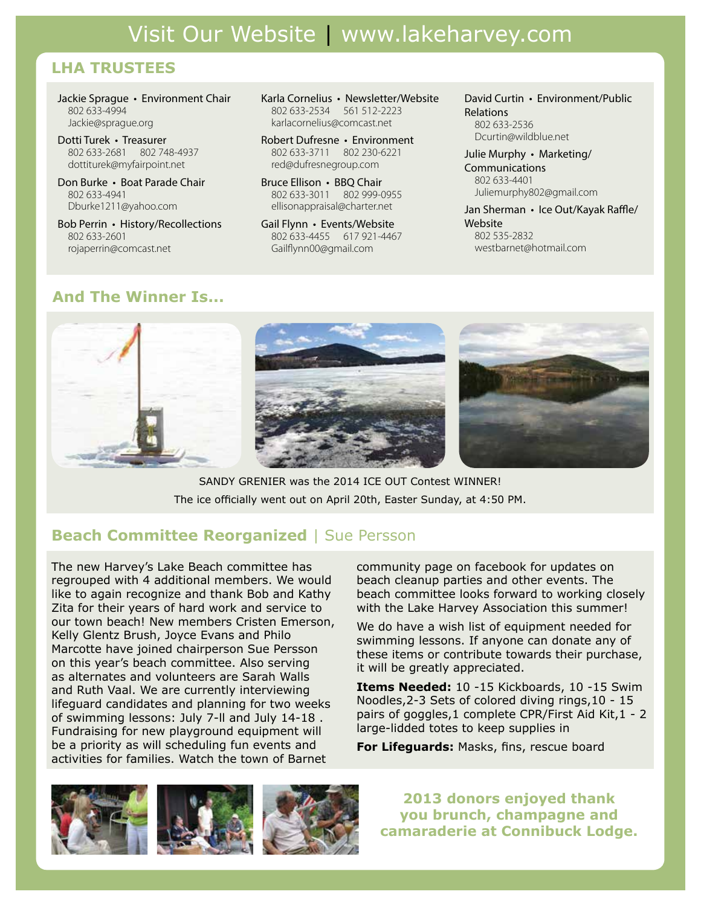# Visit Our Website | www.lakeharvey.com

## LHA TRUSTEES

Jackie Sprague • Environment Chair
802 633-4994
Jackie@sprague.org

Dotti Turek • Treasurer
802 633-2681 802 748-4937
dottiturek@myfairpoint.net

Don Burke • Boat Parade Chair
802 633-4941
Dburke1211@yahoo.com

Bob Perrin • History/Recollections
802 633-2601
rojaperrin@comcast.net

Karla Cornelius • Newsletter/Website
802 633-2534 561 512-2223
karlacornelius@comcast.net

Robert Dufresne • Environment
802 633-3711 802 230-6221
red@dufresnegroup.com

Bruce Ellison • BBQ Chair
802 633-3011 802 999-0955
ellisonappraisal@charter.net

Gail Flynn • Events/Website
802 633-4455 617 921-4467
Gailflynn00@gmail.com

David Curtin • Environment/Public Relations
802 633-2536
Dcurtin@wildblue.net

Julie Murphy • Marketing/Communications
802 633-4401
Juliemurphy802@gmail.com

Jan Sherman • Ice Out/Kayak Raffle/Website
802 535-2832
westbarnet@hotmail.com

## And The Winner Is...

SANDY GRENIER was the 2014 ICE OUT Contest WINNER!
The ice officially went out on April 20th, Easter Sunday, at 4:50 PM.

## Beach Committee Reorganized | Sue Persson

The new Harvey's Lake Beach committee has regrouped with 4 additional members. We would like to again recognize and thank Bob and Kathy Zita for their years of hard work and service to our town beach! New members Cristen Emerson, Kelly Glentz Brush, Joyce Evans and Philo Marcotte have joined chairperson Sue Persson on this year's beach committee. Also serving as alternates and volunteers are Sarah Walls and Ruth Vaal. We are currently interviewing lifeguard candidates and planning for two weeks of swimming lessons: July 7-ll and July 14-18 . Fundraising for new playground equipment will be a priority as will scheduling fun events and activities for families. Watch the town of Barnet community page on facebook for updates on beach cleanup parties and other events. The beach committee looks forward to working closely with the Lake Harvey Association this summer!

We do have a wish list of equipment needed for swimming lessons. If anyone can donate any of these items or contribute towards their purchase, it will be greatly appreciated.

**Items Needed:** 10 -15 Kickboards, 10 -15 Swim Noodles,2-3 Sets of colored diving rings,10 - 15 pairs of goggles,1 complete CPR/First Aid Kit,1 - 2 large-lidded totes to keep supplies in

**For Lifeguards:** Masks, fins, rescue board

**2013 donors enjoyed thank you brunch, champagne and camaraderie at Connibuck Lodge.**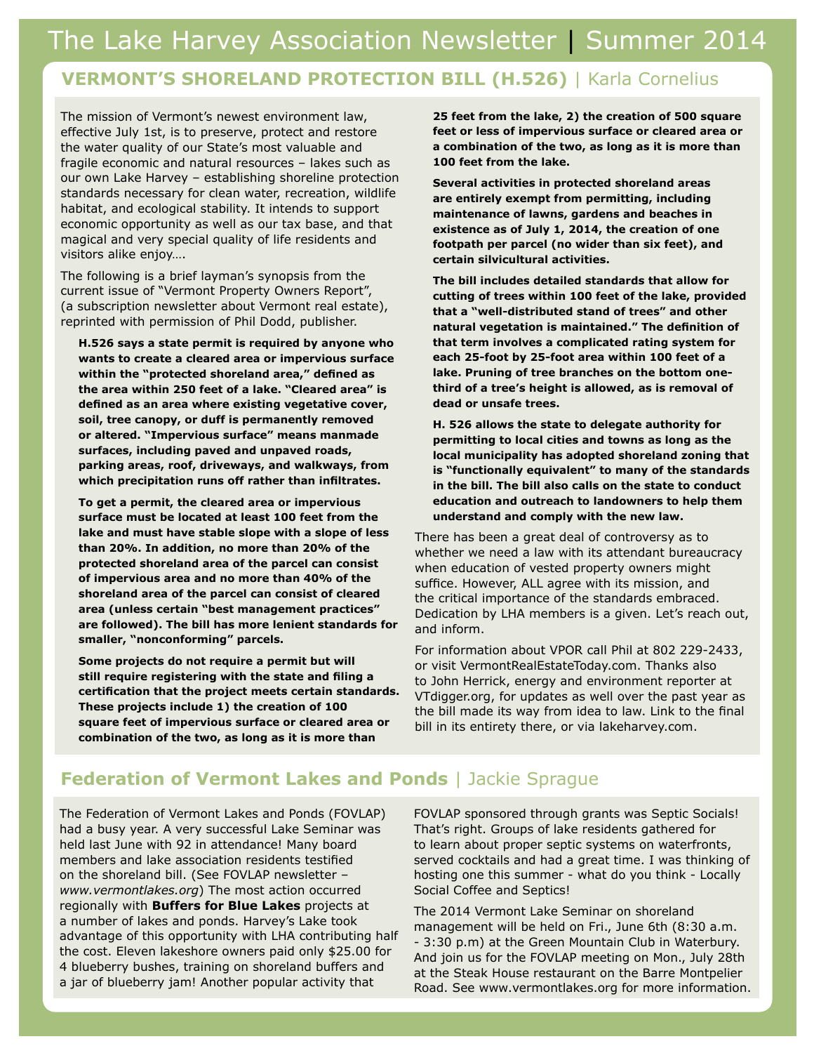# The Lake Harvey Association Newsletter | Summer 2014

## VERMONT'S SHORELAND PROTECTION BILL (H.526) | Karla Cornelius

The mission of Vermont's newest environment law, effective July 1st, is to preserve, protect and restore the water quality of our State's most valuable and fragile economic and natural resources – lakes such as our own Lake Harvey – establishing shoreline protection standards necessary for clean water, recreation, wildlife habitat, and ecological stability. It intends to support economic opportunity as well as our tax base, and that magical and very special quality of life residents and visitors alike enjoy….

The following is a brief layman's synopsis from the current issue of "Vermont Property Owners Report", (a subscription newsletter about Vermont real estate), reprinted with permission of Phil Dodd, publisher.

> **H.526 says a state permit is required by anyone who wants to create a cleared area or impervious surface within the "protected shoreland area," defined as the area within 250 feet of a lake. "Cleared area" is defined as an area where existing vegetative cover, soil, tree canopy, or duff is permanently removed or altered. "Impervious surface" means manmade surfaces, including paved and unpaved roads, parking areas, roof, driveways, and walkways, from which precipitation runs off rather than infiltrates.**
>
> **To get a permit, the cleared area or impervious surface must be located at least 100 feet from the lake and must have stable slope with a slope of less than 20%. In addition, no more than 20% of the protected shoreland area of the parcel can consist of impervious area and no more than 40% of the shoreland area of the parcel can consist of cleared area (unless certain "best management practices" are followed). The bill has more lenient standards for smaller, "nonconforming" parcels.**
>
> **Some projects do not require a permit but will still require registering with the state and filing a certification that the project meets certain standards. These projects include 1) the creation of 100 square feet of impervious surface or cleared area or combination of the two, as long as it is more than 25 feet from the lake, 2) the creation of 500 square feet or less of impervious surface or cleared area or a combination of the two, as long as it is more than 100 feet from the lake.**
>
> **Several activities in protected shoreland areas are entirely exempt from permitting, including maintenance of lawns, gardens and beaches in existence as of July 1, 2014, the creation of one footpath per parcel (no wider than six feet), and certain silvicultural activities.**
>
> **The bill includes detailed standards that allow for cutting of trees within 100 feet of the lake, provided that a "well-distributed stand of trees" and other natural vegetation is maintained." The definition of that term involves a complicated rating system for each 25-foot by 25-foot area within 100 feet of a lake. Pruning of tree branches on the bottom one-third of a tree's height is allowed, as is removal of dead or unsafe trees.**
>
> **H. 526 allows the state to delegate authority for permitting to local cities and towns as long as the local municipality has adopted shoreland zoning that is "functionally equivalent" to many of the standards in the bill. The bill also calls on the state to conduct education and outreach to landowners to help them understand and comply with the new law.**

There has been a great deal of controversy as to whether we need a law with its attendant bureaucracy when education of vested property owners might suffice. However, ALL agree with its mission, and the critical importance of the standards embraced. Dedication by LHA members is a given. Let's reach out, and inform.

For information about VPOR call Phil at 802 229-2433, or visit VermontRealEstateToday.com. Thanks also to John Herrick, energy and environment reporter at VTdigger.org, for updates as well over the past year as the bill made its way from idea to law. Link to the final bill in its entirety there, or via lakeharvey.com.

## Federation of Vermont Lakes and Ponds | Jackie Sprague

The Federation of Vermont Lakes and Ponds (FOVLAP) had a busy year. A very successful Lake Seminar was held last June with 92 in attendance! Many board members and lake association residents testified on the shoreland bill. (See FOVLAP newsletter – *www.vermontlakes.org*) The most action occurred regionally with **Buffers for Blue Lakes** projects at a number of lakes and ponds. Harvey's Lake took advantage of this opportunity with LHA contributing half the cost. Eleven lakeshore owners paid only $25.00 for 4 blueberry bushes, training on shoreland buffers and a jar of blueberry jam! Another popular activity that FOVLAP sponsored through grants was Septic Socials! That's right. Groups of lake residents gathered for to learn about proper septic systems on waterfronts, served cocktails and had a great time. I was thinking of hosting one this summer - what do you think - Locally Social Coffee and Septics!

The 2014 Vermont Lake Seminar on shoreland management will be held on Fri., June 6th (8:30 a.m. - 3:30 p.m) at the Green Mountain Club in Waterbury. And join us for the FOVLAP meeting on Mon., July 28th at the Steak House restaurant on the Barre Montpelier Road. See www.vermontlakes.org for more information.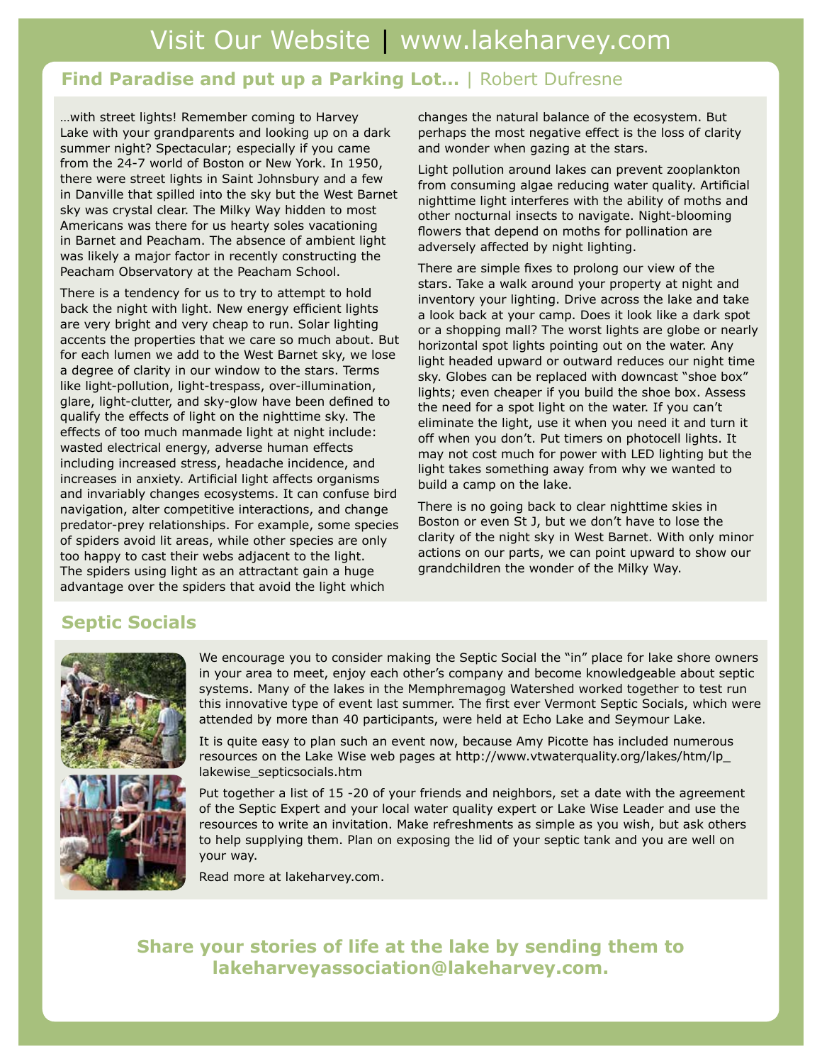# Visit Our Website | www.lakeharvey.com

## Find Paradise and put up a Parking Lot… | Robert Dufresne

…with street lights! Remember coming to Harvey Lake with your grandparents and looking up on a dark summer night? Spectacular; especially if you came from the 24-7 world of Boston or New York. In 1950, there were street lights in Saint Johnsbury and a few in Danville that spilled into the sky but the West Barnet sky was crystal clear. The Milky Way hidden to most Americans was there for us hearty soles vacationing in Barnet and Peacham. The absence of ambient light was likely a major factor in recently constructing the Peacham Observatory at the Peacham School.

There is a tendency for us to try to attempt to hold back the night with light. New energy efficient lights are very bright and very cheap to run. Solar lighting accents the properties that we care so much about. But for each lumen we add to the West Barnet sky, we lose a degree of clarity in our window to the stars. Terms like light-pollution, light-trespass, over-illumination, glare, light-clutter, and sky-glow have been defined to qualify the effects of light on the nighttime sky. The effects of too much manmade light at night include: wasted electrical energy, adverse human effects including increased stress, headache incidence, and increases in anxiety. Artificial light affects organisms and invariably changes ecosystems. It can confuse bird navigation, alter competitive interactions, and change predator-prey relationships. For example, some species of spiders avoid lit areas, while other species are only too happy to cast their webs adjacent to the light. The spiders using light as an attractant gain a huge advantage over the spiders that avoid the light which changes the natural balance of the ecosystem. But perhaps the most negative effect is the loss of clarity and wonder when gazing at the stars.

Light pollution around lakes can prevent zooplankton from consuming algae reducing water quality. Artificial nighttime light interferes with the ability of moths and other nocturnal insects to navigate. Night-blooming flowers that depend on moths for pollination are adversely affected by night lighting.

There are simple fixes to prolong our view of the stars. Take a walk around your property at night and inventory your lighting. Drive across the lake and take a look back at your camp. Does it look like a dark spot or a shopping mall? The worst lights are globe or nearly horizontal spot lights pointing out on the water. Any light headed upward or outward reduces our night time sky. Globes can be replaced with downcast "shoe box" lights; even cheaper if you build the shoe box. Assess the need for a spot light on the water. If you can't eliminate the light, use it when you need it and turn it off when you don't. Put timers on photocell lights. It may not cost much for power with LED lighting but the light takes something away from why we wanted to build a camp on the lake.

There is no going back to clear nighttime skies in Boston or even St J, but we don't have to lose the clarity of the night sky in West Barnet. With only minor actions on our parts, we can point upward to show our grandchildren the wonder of the Milky Way.

## Septic Socials

We encourage you to consider making the Septic Social the "in" place for lake shore owners in your area to meet, enjoy each other's company and become knowledgeable about septic systems. Many of the lakes in the Memphremagog Watershed worked together to test run this innovative type of event last summer. The first ever Vermont Septic Socials, which were attended by more than 40 participants, were held at Echo Lake and Seymour Lake.

It is quite easy to plan such an event now, because Amy Picotte has included numerous resources on the Lake Wise web pages at http://www.vtwaterquality.org/lakes/htm/lp_lakewise_septicsocials.htm

Put together a list of 15 -20 of your friends and neighbors, set a date with the agreement of the Septic Expert and your local water quality expert or Lake Wise Leader and use the resources to write an invitation. Make refreshments as simple as you wish, but ask others to help supplying them. Plan on exposing the lid of your septic tank and you are well on your way.

Read more at lakeharvey.com.

**Share your stories of life at the lake by sending them to lakeharveyassociation@lakeharvey.com.**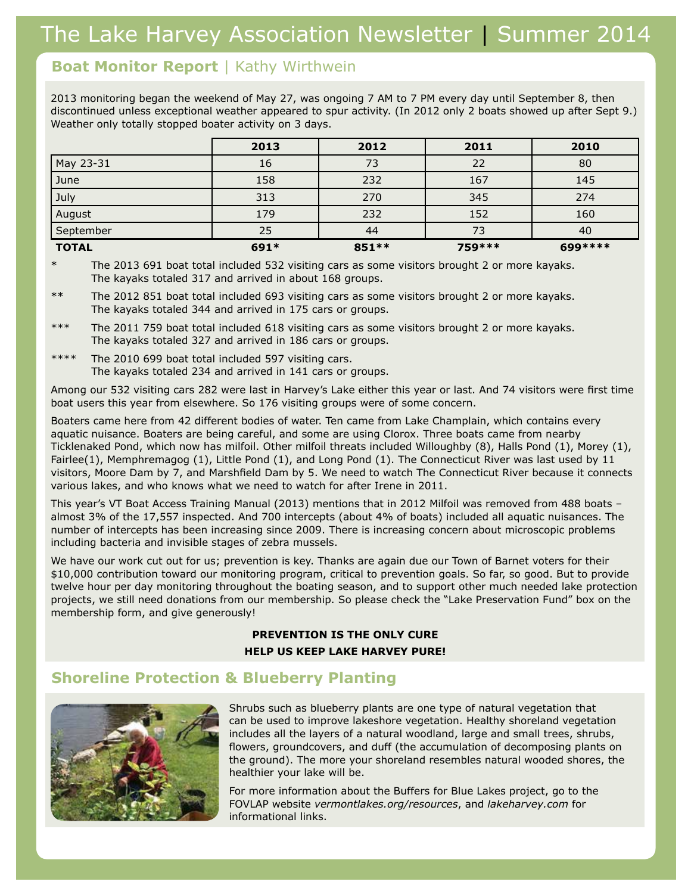# The Lake Harvey Association Newsletter | Summer 2014

## Boat Monitor Report | Kathy Wirthwein

2013 monitoring began the weekend of May 27, was ongoing 7 AM to 7 PM every day until September 8, then discontinued unless exceptional weather appeared to spur activity. (In 2012 only 2 boats showed up after Sept 9.) Weather only totally stopped boater activity on 3 days.

| | 2013 | 2012 | 2011 | 2010 |
|---|---|---|---|---|
| May 23-31 | 16 | 73 | 22 | 80 |
| June | 158 | 232 | 167 | 145 |
| July | 313 | 270 | 345 | 274 |
| August | 179 | 232 | 152 | 160 |
| September | 25 | 44 | 73 | 40 |
| **TOTAL** | **691*** | **851**** | **759***** | **699****** |

\* The 2013 691 boat total included 532 visiting cars as some visitors brought 2 or more kayaks. The kayaks totaled 317 and arrived in about 168 groups.

** The 2012 851 boat total included 693 visiting cars as some visitors brought 2 or more kayaks. The kayaks totaled 344 and arrived in 175 cars or groups.

*** The 2011 759 boat total included 618 visiting cars as some visitors brought 2 or more kayaks. The kayaks totaled 327 and arrived in 186 cars or groups.

**** The 2010 699 boat total included 597 visiting cars. The kayaks totaled 234 and arrived in 141 cars or groups.

Among our 532 visiting cars 282 were last in Harvey's Lake either this year or last. And 74 visitors were first time boat users this year from elsewhere. So 176 visiting groups were of some concern.

Boaters came here from 42 different bodies of water. Ten came from Lake Champlain, which contains every aquatic nuisance. Boaters are being careful, and some are using Clorox. Three boats came from nearby Ticklenaked Pond, which now has milfoil. Other milfoil threats included Willoughby (8), Halls Pond (1), Morey (1), Fairlee(1), Memphremagog (1), Little Pond (1), and Long Pond (1). The Connecticut River was last used by 11 visitors, Moore Dam by 7, and Marshfield Dam by 5. We need to watch The Connecticut River because it connects various lakes, and who knows what we need to watch for after Irene in 2011.

This year's VT Boat Access Training Manual (2013) mentions that in 2012 Milfoil was removed from 488 boats – almost 3% of the 17,557 inspected. And 700 intercepts (about 4% of boats) included all aquatic nuisances. The number of intercepts has been increasing since 2009. There is increasing concern about microscopic problems including bacteria and invisible stages of zebra mussels.

We have our work cut out for us; prevention is key. Thanks are again due our Town of Barnet voters for their $10,000 contribution toward our monitoring program, critical to prevention goals. So far, so good. But to provide twelve hour per day monitoring throughout the boating season, and to support other much needed lake protection projects, we still need donations from our membership. So please check the "Lake Preservation Fund" box on the membership form, and give generously!

**PREVENTION IS THE ONLY CURE**
**HELP US KEEP LAKE HARVEY PURE!**

## Shoreline Protection & Blueberry Planting

Shrubs such as blueberry plants are one type of natural vegetation that can be used to improve lakeshore vegetation. Healthy shoreland vegetation includes all the layers of a natural woodland, large and small trees, shrubs, flowers, groundcovers, and duff (the accumulation of decomposing plants on the ground). The more your shoreland resembles natural wooded shores, the healthier your lake will be.

For more information about the Buffers for Blue Lakes project, go to the FOVLAP website *vermontlakes.org/resources*, and *lakeharvey.com* for informational links.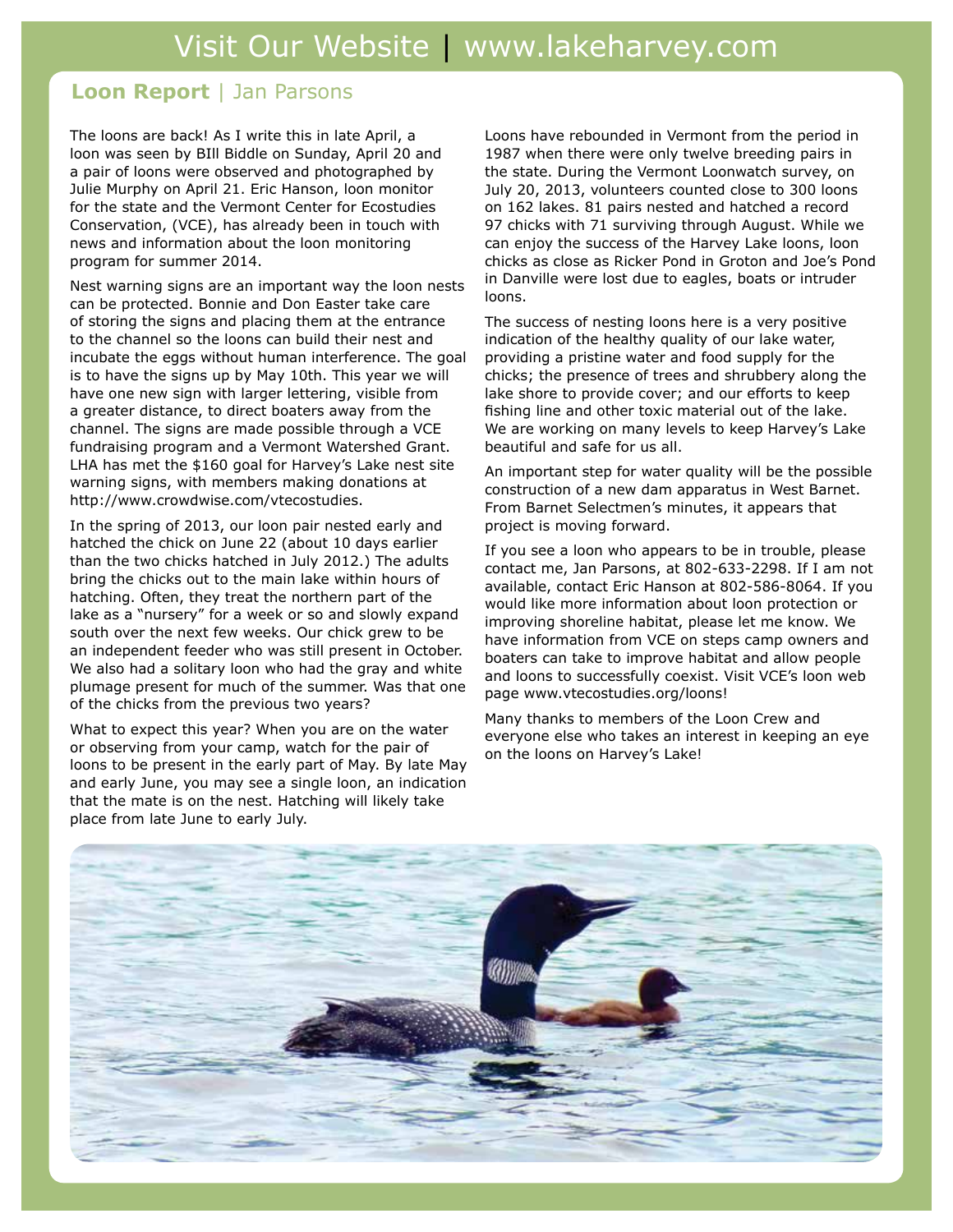Visit Our Website | www.lakeharvey.com

## **Loon Report** | Jan Parsons

The loons are back! As I write this in late April, a loon was seen by BIll Biddle on Sunday, April 20 and a pair of loons were observed and photographed by Julie Murphy on April 21. Eric Hanson, loon monitor for the state and the Vermont Center for Ecostudies Conservation, (VCE), has already been in touch with news and information about the loon monitoring program for summer 2014.

Nest warning signs are an important way the loon nests can be protected. Bonnie and Don Easter take care of storing the signs and placing them at the entrance to the channel so the loons can build their nest and incubate the eggs without human interference. The goal is to have the signs up by May 10th. This year we will have one new sign with larger lettering, visible from a greater distance, to direct boaters away from the channel. The signs are made possible through a VCE fundraising program and a Vermont Watershed Grant. LHA has met the $160 goal for Harvey's Lake nest site warning signs, with members making donations at http://www.crowdwise.com/vtecostudies.

In the spring of 2013, our loon pair nested early and hatched the chick on June 22 (about 10 days earlier than the two chicks hatched in July 2012.) The adults bring the chicks out to the main lake within hours of hatching. Often, they treat the northern part of the lake as a "nursery" for a week or so and slowly expand south over the next few weeks. Our chick grew to be an independent feeder who was still present in October. We also had a solitary loon who had the gray and white plumage present for much of the summer. Was that one of the chicks from the previous two years?

What to expect this year? When you are on the water or observing from your camp, watch for the pair of loons to be present in the early part of May. By late May and early June, you may see a single loon, an indication that the mate is on the nest. Hatching will likely take place from late June to early July.

Loons have rebounded in Vermont from the period in 1987 when there were only twelve breeding pairs in the state. During the Vermont Loonwatch survey, on July 20, 2013, volunteers counted close to 300 loons on 162 lakes. 81 pairs nested and hatched a record 97 chicks with 71 surviving through August. While we can enjoy the success of the Harvey Lake loons, loon chicks as close as Ricker Pond in Groton and Joe's Pond in Danville were lost due to eagles, boats or intruder loons.

The success of nesting loons here is a very positive indication of the healthy quality of our lake water, providing a pristine water and food supply for the chicks; the presence of trees and shrubbery along the lake shore to provide cover; and our efforts to keep fishing line and other toxic material out of the lake. We are working on many levels to keep Harvey's Lake beautiful and safe for us all.

An important step for water quality will be the possible construction of a new dam apparatus in West Barnet. From Barnet Selectmen's minutes, it appears that project is moving forward.

If you see a loon who appears to be in trouble, please contact me, Jan Parsons, at 802-633-2298. If I am not available, contact Eric Hanson at 802-586-8064. If you would like more information about loon protection or improving shoreline habitat, please let me know. We have information from VCE on steps camp owners and boaters can take to improve habitat and allow people and loons to successfully coexist. Visit VCE's loon web page www.vtecostudies.org/loons!

Many thanks to members of the Loon Crew and everyone else who takes an interest in keeping an eye on the loons on Harvey's Lake!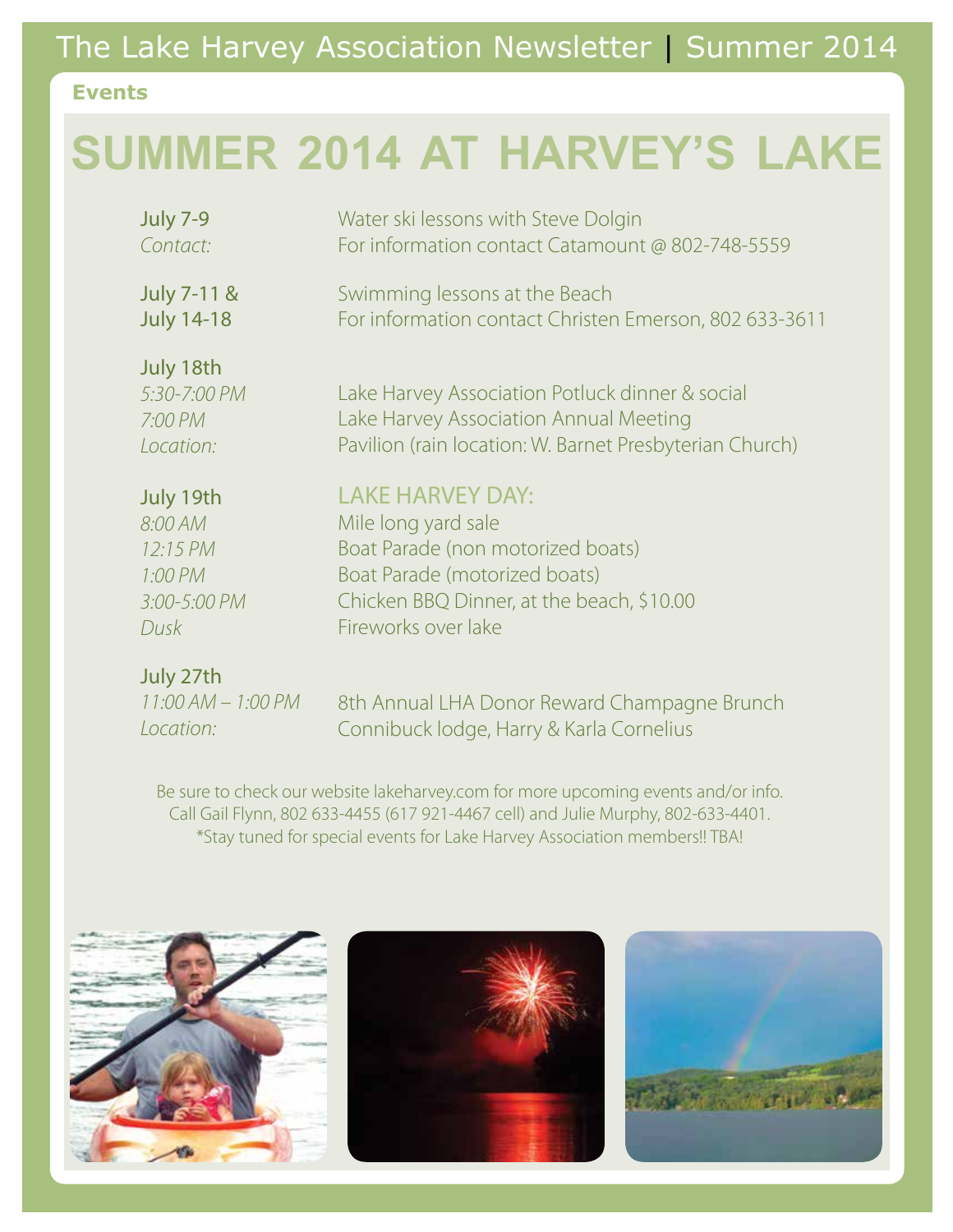## Events

# SUMMER 2014 AT HARVEY'S LAKE

**July 7-9**
*Contact:*
Water ski lessons with Steve Dolgin
For information contact Catamount @ 802-748-5559

**July 7-11 & July 14-18**
Swimming lessons at the Beach
For information contact Christen Emerson, 802 633-3611

**July 18th**
*5:30-7:00 PM* Lake Harvey Association Potluck dinner & social
*7:00 PM* Lake Harvey Association Annual Meeting
*Location:* Pavilion (rain location: W. Barnet Presbyterian Church)

**July 19th**
LAKE HARVEY DAY:
*8:00 AM* Mile long yard sale
*12:15 PM* Boat Parade (non motorized boats)
*1:00 PM* Boat Parade (motorized boats)
*3:00-5:00 PM* Chicken BBQ Dinner, at the beach, $10.00
*Dusk* Fireworks over lake

**July 27th**
*11:00 AM – 1:00 PM* 8th Annual LHA Donor Reward Champagne Brunch
*Location:* Connibuck lodge, Harry & Karla Cornelius

Be sure to check our website lakeharvey.com for more upcoming events and/or info.
Call Gail Flynn, 802 633-4455 (617 921-4467 cell) and Julie Murphy, 802-633-4401.
*Stay tuned for special events for Lake Harvey Association members!! TBA!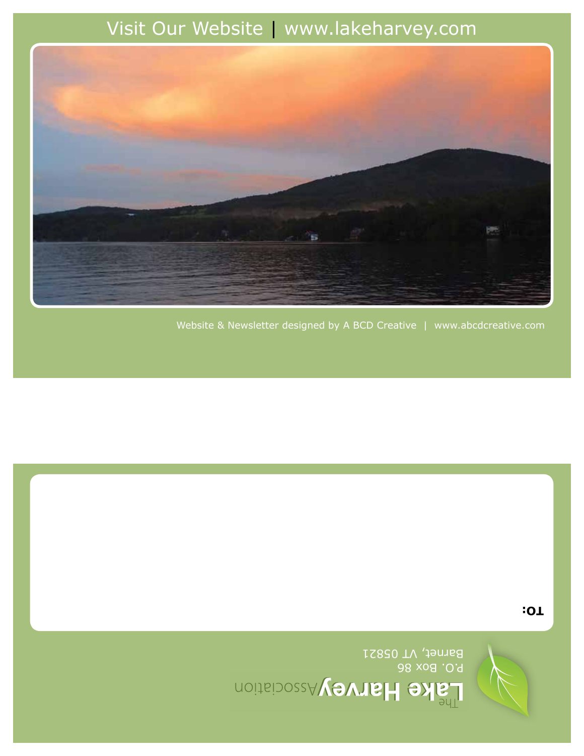Visit Our Website | www.lakeharvey.com

Website & Newsletter designed by A BCD Creative | www.abcdcreative.com

TO:

The Lake Harvey Association
P.O. Box 86
Barnet, VT 05821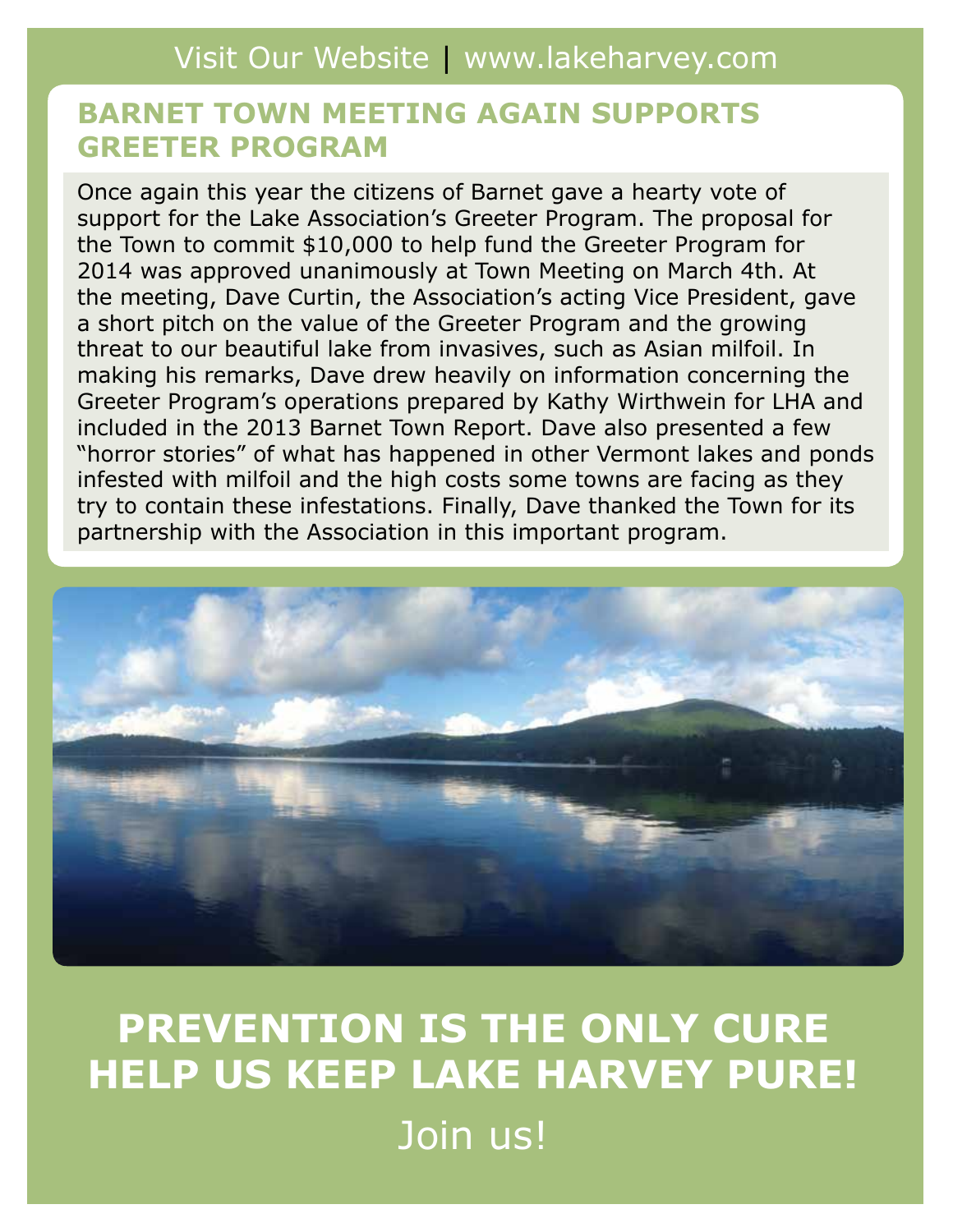Visit Our Website | www.lakeharvey.com

## BARNET TOWN MEETING AGAIN SUPPORTS GREETER PROGRAM

Once again this year the citizens of Barnet gave a hearty vote of support for the Lake Association's Greeter Program. The proposal for the Town to commit $10,000 to help fund the Greeter Program for 2014 was approved unanimously at Town Meeting on March 4th. At the meeting, Dave Curtin, the Association's acting Vice President, gave a short pitch on the value of the Greeter Program and the growing threat to our beautiful lake from invasives, such as Asian milfoil. In making his remarks, Dave drew heavily on information concerning the Greeter Program's operations prepared by Kathy Wirthwein for LHA and included in the 2013 Barnet Town Report. Dave also presented a few "horror stories" of what has happened in other Vermont lakes and ponds infested with milfoil and the high costs some towns are facing as they try to contain these infestations. Finally, Dave thanked the Town for its partnership with the Association in this important program.

## PREVENTION IS THE ONLY CURE HELP US KEEP LAKE HARVEY PURE!

Join us!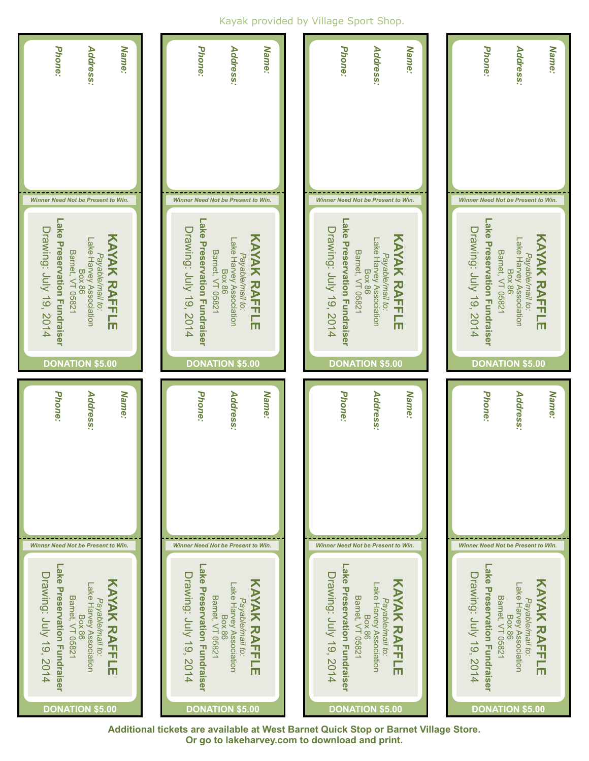Kayak provided by Village Sport Shop.

**Name:**

**Address:**

**Phone:**

*Winner Need Not be Present to Win.*

**KAYAK RAFFLE**

*Payable/mail to:*
Lake Harvey Association
Box 86
Barnet, VT 05821

**Lake Preservation Fundraiser**

Drawing: July 19, 2014

**DONATION $5.00**

---

**Name:**

**Address:**

**Phone:**

*Winner Need Not be Present to Win.*

**KAYAK RAFFLE**

*Payable/mail to:*
Lake Harvey Association
Box 86
Barnet, VT 05821

**Lake Preservation Fundraiser**

Drawing: July 19, 2014

**DONATION $5.00**

---

**Name:**

**Address:**

**Phone:**

*Winner Need Not be Present to Win.*

**KAYAK RAFFLE**

*Payable/mail to:*
Lake Harvey Association
Box 86
Barnet, VT 05821

**Lake Preservation Fundraiser**

Drawing: July 19, 2014

**DONATION $5.00**

---

**Name:**

**Address:**

**Phone:**

*Winner Need Not be Present to Win.*

**KAYAK RAFFLE**

*Payable/mail to:*
Lake Harvey Association
Box 86
Barnet, VT 05821

**Lake Preservation Fundraiser**

Drawing: July 19, 2014

**DONATION $5.00**

---

**Name:**

**Address:**

**Phone:**

*Winner Need Not be Present to Win.*

**KAYAK RAFFLE**

*Payable/mail to:*
Lake Harvey Association
Box 86
Barnet, VT 05821

**Lake Preservation Fundraiser**

Drawing: July 19, 2014

**DONATION $5.00**

---

**Name:**

**Address:**

**Phone:**

*Winner Need Not be Present to Win.*

**KAYAK RAFFLE**

*Payable/mail to:*
Lake Harvey Association
Box 86
Barnet, VT 05821

**Lake Preservation Fundraiser**

Drawing: July 19, 2014

**DONATION $5.00**

---

**Name:**

**Address:**

**Phone:**

*Winner Need Not be Present to Win.*

**KAYAK RAFFLE**

*Payable/mail to:*
Lake Harvey Association
Box 86
Barnet, VT 05821

**Lake Preservation Fundraiser**

Drawing: July 19, 2014

**DONATION $5.00**

---

**Name:**

**Address:**

**Phone:**

*Winner Need Not be Present to Win.*

**KAYAK RAFFLE**

*Payable/mail to:*
Lake Harvey Association
Box 86
Barnet, VT 05821

**Lake Preservation Fundraiser**

Drawing: July 19, 2014

**DONATION $5.00**

---

**Additional tickets are available at West Barnet Quick Stop or Barnet Village Store.**
**Or go to lakeharvey.com to download and print.**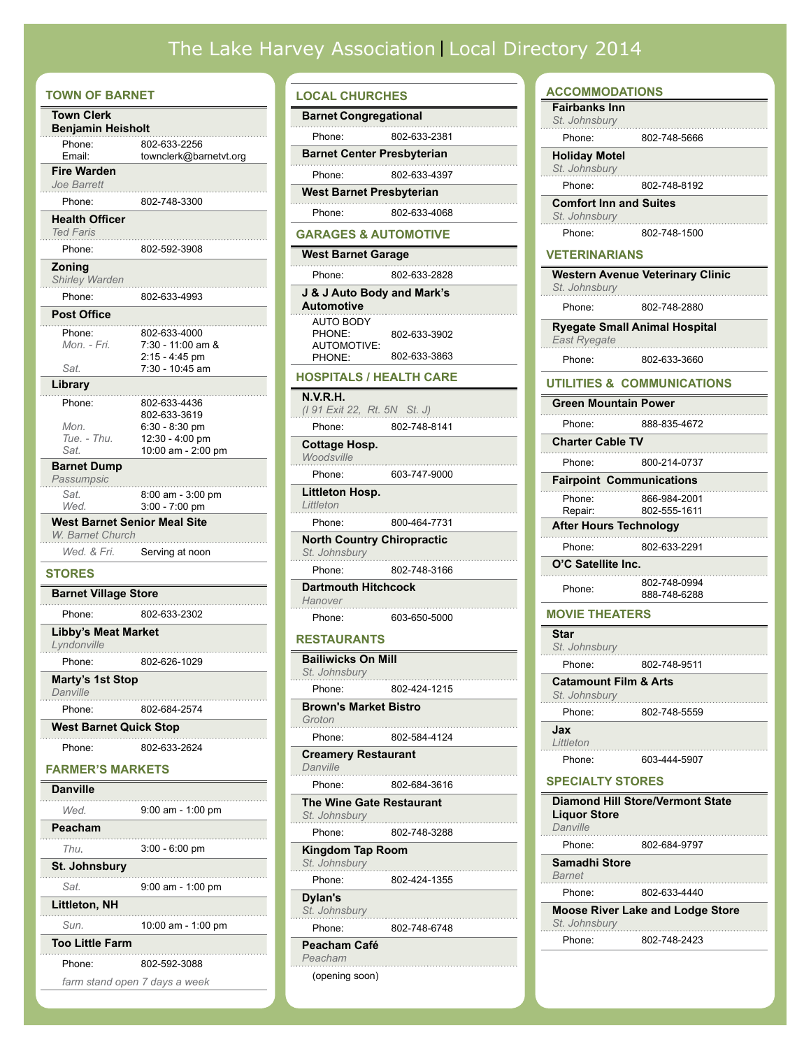# The Lake Harvey Association | Local Directory 2014

## TOWN OF BARNET

**Town Clerk**
**Benjamin Heisholt**
Phone: 802-633-2256
Email: townclerk@barnetvt.org

**Fire Warden**
*Joe Barrett*
Phone: 802-748-3300

**Health Officer**
*Ted Faris*
Phone: 802-592-3908

**Zoning**
*Shirley Warden*
Phone: 802-633-4993

**Post Office**
Phone: 802-633-4000
*Mon. - Fri.* 7:30 - 11:00 am & 2:15 - 4:45 pm
*Sat.* 7:30 - 10:45 am

**Library**
Phone: 802-633-4436, 802-633-3619
*Mon.* 6:30 - 8:30 pm
*Tue. - Thu.* 12:30 - 4:00 pm
*Sat.* 10:00 am - 2:00 pm

**Barnet Dump**
*Passumpsic*
*Sat.* 8:00 am - 3:00 pm
*Wed.* 3:00 - 7:00 pm

**West Barnet Senior Meal Site**
*W. Barnet Church*
*Wed. & Fri.* Serving at noon

## STORES

**Barnet Village Store**
Phone: 802-633-2302

**Libby's Meat Market**
*Lyndonville*
Phone: 802-626-1029

**Marty's 1st Stop**
*Danville*
Phone: 802-684-2574

**West Barnet Quick Stop**
Phone: 802-633-2624

## FARMER'S MARKETS

**Danville**
*Wed.* 9:00 am - 1:00 pm

**Peacham**
*Thu.* 3:00 - 6:00 pm

**St. Johnsbury**
*Sat.* 9:00 am - 1:00 pm

**Littleton, NH**
*Sun.* 10:00 am - 1:00 pm

**Too Little Farm**
Phone: 802-592-3088
*farm stand open 7 days a week*

## LOCAL CHURCHES

**Barnet Congregational**
Phone: 802-633-2381

**Barnet Center Presbyterian**
Phone: 802-633-4397

**West Barnet Presbyterian**
Phone: 802-633-4068

## GARAGES & AUTOMOTIVE

**West Barnet Garage**
Phone: 802-633-2828

**J & J Auto Body and Mark's Automotive**
AUTO BODY PHONE: 802-633-3902
AUTOMOTIVE: PHONE: 802-633-3863

## HOSPITALS / HEALTH CARE

**N.V.R.H.**
*(I 91 Exit 22, Rt. 5N St. J)*
Phone: 802-748-8141

**Cottage Hosp.**
*Woodsville*
Phone: 603-747-9000

**Littleton Hosp.**
*Littleton*
Phone: 800-464-7731

**North Country Chiropractic**
*St. Johnsbury*
Phone: 802-748-3166

**Dartmouth Hitchcock**
*Hanover*
Phone: 603-650-5000

## RESTAURANTS

**Bailiwicks On Mill**
*St. Johnsbury*
Phone: 802-424-1215

**Brown's Market Bistro**
*Groton*
Phone: 802-584-4124

**Creamery Restaurant**
*Danville*
Phone: 802-684-3616

**The Wine Gate Restaurant**
*St. Johnsbury*
Phone: 802-748-3288

**Kingdom Tap Room**
*St. Johnsbury*
Phone: 802-424-1355

**Dylan's**
*St. Johnsbury*
Phone: 802-748-6748

**Peacham Café**
*Peacham*
(opening soon)

## ACCOMMODATIONS

**Fairbanks Inn**
*St. Johnsbury*
Phone: 802-748-5666

**Holiday Motel**
*St. Johnsbury*
Phone: 802-748-8192

**Comfort Inn and Suites**
*St. Johnsbury*
Phone: 802-748-1500

## VETERINARIANS

**Western Avenue Veterinary Clinic**
*St. Johnsbury*
Phone: 802-748-2880

**Ryegate Small Animal Hospital**
*East Ryegate*
Phone: 802-633-3660

## UTILITIES & COMMUNICATIONS

**Green Mountain Power**
Phone: 888-835-4672

**Charter Cable TV**
Phone: 800-214-0737

**Fairpoint Communications**
Phone: 866-984-2001
Repair: 802-555-1611

**After Hours Technology**
Phone: 802-633-2291

**O'C Satellite Inc.**
Phone: 802-748-0994, 888-748-6288

## MOVIE THEATERS

**Star**
*St. Johnsbury*
Phone: 802-748-9511

**Catamount Film & Arts**
*St. Johnsbury*
Phone: 802-748-5559

**Jax**
*Littleton*
Phone: 603-444-5907

## SPECIALTY STORES

**Diamond Hill Store/Vermont State Liquor Store**
*Danville*
Phone: 802-684-9797

**Samadhi Store**
*Barnet*
Phone: 802-633-4440

**Moose River Lake and Lodge Store**
*St. Johnsbury*
Phone: 802-748-2423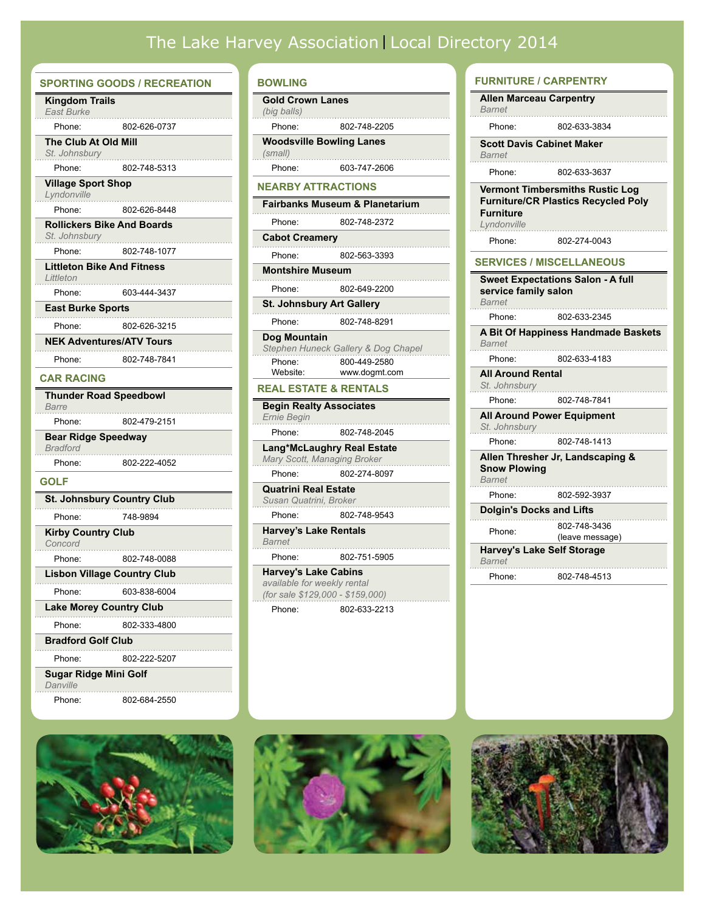# The Lake Harvey Association | Local Directory 2014

## SPORTING GOODS / RECREATION

**Kingdom Trails**
*East Burke*
Phone: 802-626-0737

**The Club At Old Mill**
*St. Johnsbury*
Phone: 802-748-5313

**Village Sport Shop**
*Lyndonville*
Phone: 802-626-8448

**Rollickers Bike And Boards**
*St. Johnsbury*
Phone: 802-748-1077

**Littleton Bike And Fitness**
*Littleton*
Phone: 603-444-3437

**East Burke Sports**
Phone: 802-626-3215

**NEK Adventures/ATV Tours**
Phone: 802-748-7841

## CAR RACING

**Thunder Road Speedbowl**
*Barre*
Phone: 802-479-2151

**Bear Ridge Speedway**
*Bradford*
Phone: 802-222-4052

## GOLF

**St. Johnsbury Country Club**
Phone: 748-9894

**Kirby Country Club**
*Concord*
Phone: 802-748-0088

**Lisbon Village Country Club**
Phone: 603-838-6004

**Lake Morey Country Club**
Phone: 802-333-4800

**Bradford Golf Club**
Phone: 802-222-5207

**Sugar Ridge Mini Golf**
*Danville*
Phone: 802-684-2550

## BOWLING

**Gold Crown Lanes**
*(big balls)*
Phone: 802-748-2205

**Woodsville Bowling Lanes**
*(small)*
Phone: 603-747-2606

## NEARBY ATTRACTIONS

**Fairbanks Museum & Planetarium**
Phone: 802-748-2372

**Cabot Creamery**
Phone: 802-563-3393

**Montshire Museum**
Phone: 802-649-2200

**St. Johnsbury Art Gallery**
Phone: 802-748-8291

**Dog Mountain**
*Stephen Huneck Gallery & Dog Chapel*
Phone: 800-449-2580
Website: www.dogmt.com

## REAL ESTATE & RENTALS

**Begin Realty Associates**
*Ernie Begin*
Phone: 802-748-2045

**Lang*McLaughry Real Estate**
*Mary Scott, Managing Broker*
Phone: 802-274-8097

**Quatrini Real Estate**
*Susan Quatrini, Broker*
Phone: 802-748-9543

**Harvey's Lake Rentals**
*Barnet*
Phone: 802-751-5905

**Harvey's Lake Cabins**
*available for weekly rental*
*(for sale $129,000 - $159,000)*
Phone: 802-633-2213

## FURNITURE / CARPENTRY

**Allen Marceau Carpentry**
*Barnet*
Phone: 802-633-3834

**Scott Davis Cabinet Maker**
*Barnet*
Phone: 802-633-3637

**Vermont Timbersmiths Rustic Log Furniture/CR Plastics Recycled Poly Furniture**
*Lyndonville*
Phone: 802-274-0043

## SERVICES / MISCELLANEOUS

**Sweet Expectations Salon - A full service family salon**
*Barnet*
Phone: 802-633-2345

**A Bit Of Happiness Handmade Baskets**
*Barnet*
Phone: 802-633-4183

**All Around Rental**
*St. Johnsbury*
Phone: 802-748-7841

**All Around Power Equipment**
*St. Johnsbury*
Phone: 802-748-1413

**Allen Thresher Jr, Landscaping & Snow Plowing**
*Barnet*
Phone: 802-592-3937

**Dolgin's Docks and Lifts**
Phone: 802-748-3436 (leave message)

**Harvey's Lake Self Storage**
*Barnet*
Phone: 802-748-4513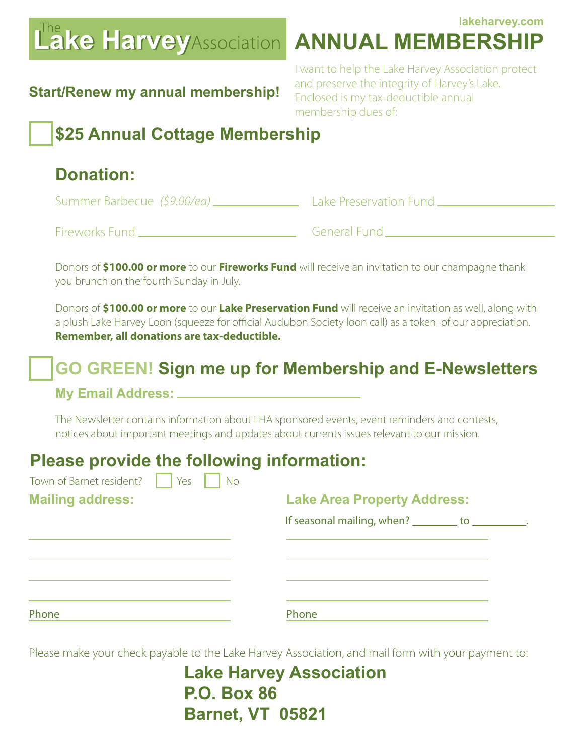# The Lake Harvey Association

lakeharvey.com

# ANNUAL MEMBERSHIP

**Start/Renew my annual membership!**

I want to help the Lake Harvey Association protect and preserve the integrity of Harvey's Lake. Enclosed is my tax-deductible annual membership dues of:

☐ **$25 Annual Cottage Membership**

## Donation:

Summer Barbecue *($9.00/ea)* ______________ Lake Preservation Fund ______________

Fireworks Fund ______________ General Fund ______________

Donors of **$100.00 or more** to our **Fireworks Fund** will receive an invitation to our champagne thank you brunch on the fourth Sunday in July.

Donors of **$100.00 or more** to our **Lake Preservation Fund** will receive an invitation as well, along with a plush Lake Harvey Loon (squeeze for official Audubon Society loon call) as a token of our appreciation. **Remember, all donations are tax-deductible.**

☐ **GO GREEN! Sign me up for Membership and E-Newsletters**

**My Email Address:** ______________

The Newsletter contains information about LHA sponsored events, event reminders and contests, notices about important meetings and updates about currents issues relevant to our mission.

## Please provide the following information:

Town of Barnet resident? ☐ Yes ☐ No

**Mailing address:**

______________

______________

______________

______________

Phone ______________

**Lake Area Property Address:**

If seasonal mailing, when? ________ to ________.

______________

______________

______________

______________

Phone ______________

Please make your check payable to the Lake Harvey Association, and mail form with your payment to:

**Lake Harvey Association**
**P.O. Box 86**
**Barnet, VT 05821**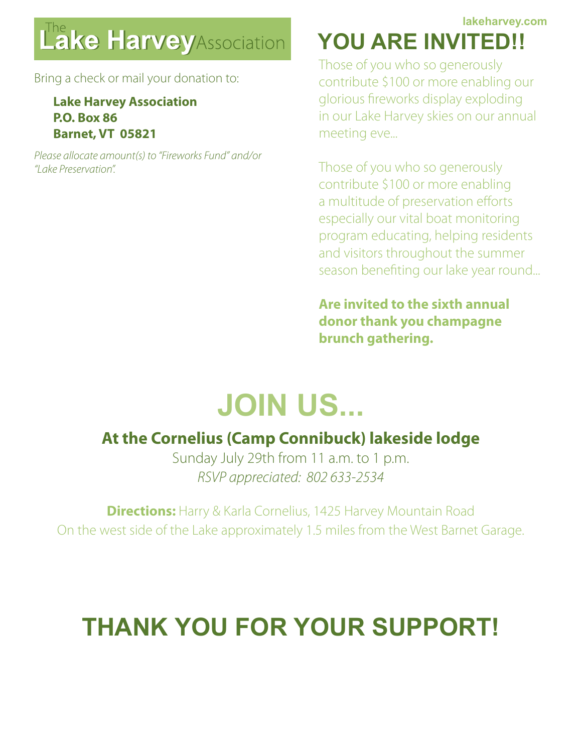# The Lake Harvey Association

Bring a check or mail your donation to:

**Lake Harvey Association**
**P.O. Box 86**
**Barnet, VT 05821**

*Please allocate amount(s) to "Fireworks Fund" and/or "Lake Preservation".*

lakeharvey.com

## YOU ARE INVITED!!

Those of you who so generously contribute $100 or more enabling our glorious fireworks display exploding in our Lake Harvey skies on our annual meeting eve...

Those of you who so generously contribute $100 or more enabling a multitude of preservation efforts especially our vital boat monitoring program educating, helping residents and visitors throughout the summer season benefiting our lake year round...

**Are invited to the sixth annual donor thank you champagne brunch gathering.**

# JOIN US...

**At the Cornelius (Camp Connibuck) lakeside lodge**

Sunday July 29th from 11 a.m. to 1 p.m.

*RSVP appreciated: 802 633-2534*

**Directions:** Harry & Karla Cornelius, 1425 Harvey Mountain Road
On the west side of the Lake approximately 1.5 miles from the West Barnet Garage.

# THANK YOU FOR YOUR SUPPORT!